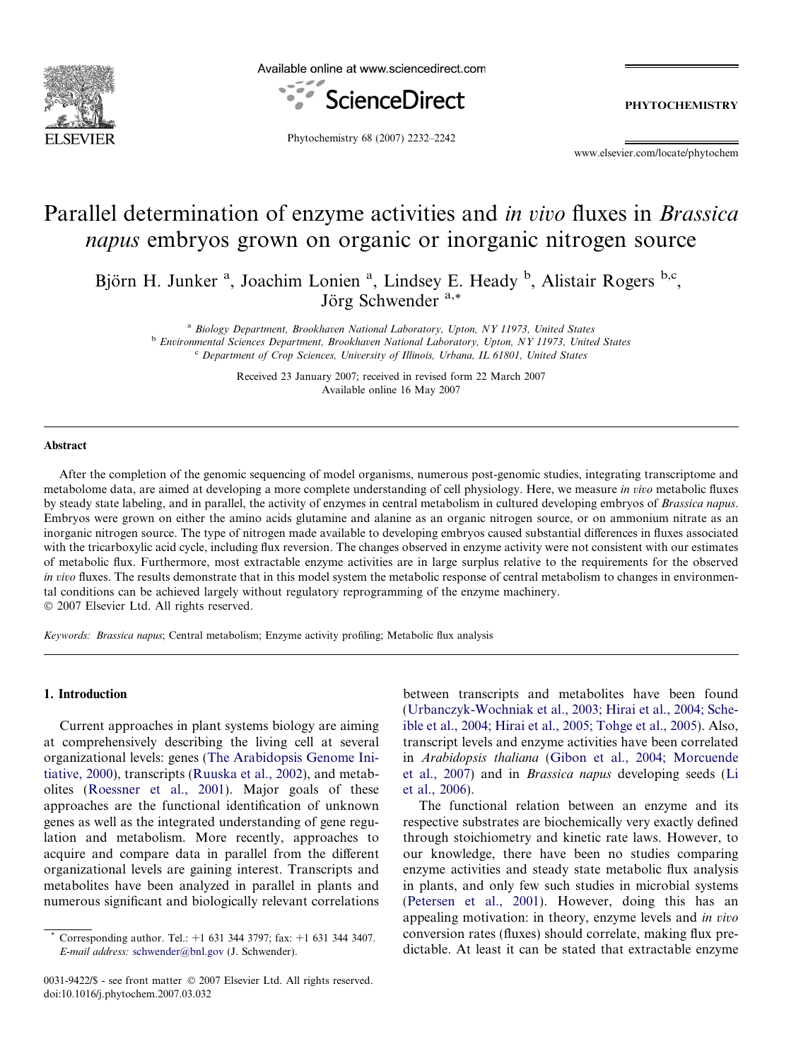# Parallel determination of enzyme activities and *in vivo* fluxes in *Brassica napus* embryos grown on organic or inorganic nitrogen source

Björn H. Junker [a], Joachim Lonien [a], Lindsey E. Heady [b], Alistair Rogers [b,c], Jörg Schwender [a,*]

[a] Biology Department, Brookhaven National Laboratory, Upton, NY 11973, United States
[b] Environmental Sciences Department, Brookhaven National Laboratory, Upton, NY 11973, United States
[c] Department of Crop Sciences, University of Illinois, Urbana, IL 61801, United States

Received 23 January 2007; received in revised form 22 March 2007
Available online 16 May 2007

## Abstract

After the completion of the genomic sequencing of model organisms, numerous post-genomic studies, integrating transcriptome and metabolome data, are aimed at developing a more complete understanding of cell physiology. Here, we measure *in vivo* metabolic fluxes by steady state labeling, and in parallel, the activity of enzymes in central metabolism in cultured developing embryos of *Brassica napus*. Embryos were grown on either the amino acids glutamine and alanine as an organic nitrogen source, or on ammonium nitrate as an inorganic nitrogen source. The type of nitrogen made available to developing embryos caused substantial differences in fluxes associated with the tricarboxylic acid cycle, including flux reversion. The changes observed in enzyme activity were not consistent with our estimates of metabolic flux. Furthermore, most extractable enzyme activities are in large surplus relative to the requirements for the observed *in vivo* fluxes. The results demonstrate that in this model system the metabolic response of central metabolism to changes in environmental conditions can be achieved largely without regulatory reprogramming of the enzyme machinery.
© 2007 Elsevier Ltd. All rights reserved.

*Keywords:* *Brassica napus*; Central metabolism; Enzyme activity profiling; Metabolic flux analysis

## 1. Introduction

Current approaches in plant systems biology are aiming at comprehensively describing the living cell at several organizational levels: genes (The Arabidopsis Genome Initiative, 2000), transcripts (Ruuska et al., 2002), and metabolites (Roessner et al., 2001). Major goals of these approaches are the functional identification of unknown genes as well as the integrated understanding of gene regulation and metabolism. More recently, approaches to acquire and compare data in parallel from the different organizational levels are gaining interest. Transcripts and metabolites have been analyzed in parallel in plants and numerous significant and biologically relevant correlations between transcripts and metabolites have been found (Urbanczyk-Wochniak et al., 2003; Hirai et al., 2004; Scheible et al., 2004; Hirai et al., 2005; Tohge et al., 2005). Also, transcript levels and enzyme activities have been correlated in *Arabidopsis thaliana* (Gibon et al., 2004; Morcuende et al., 2007) and in *Brassica napus* developing seeds (Li et al., 2006).

The functional relation between an enzyme and its respective substrates are biochemically very exactly defined through stoichiometry and kinetic rate laws. However, to our knowledge, there have been no studies comparing enzyme activities and steady state metabolic flux analysis in plants, and only few such studies in microbial systems (Petersen et al., 2001). However, doing this has an appealing motivation: in theory, enzyme levels and *in vivo* conversion rates (fluxes) should correlate, making flux predictable. At least it can be stated that extractable enzyme

* Corresponding author. Tel.: +1 631 344 3797; fax: +1 631 344 3407. *E-mail address:* schwender@bnl.gov (J. Schwender).

0031-9422/$ - see front matter © 2007 Elsevier Ltd. All rights reserved.
doi:10.1016/j.phytochem.2007.03.032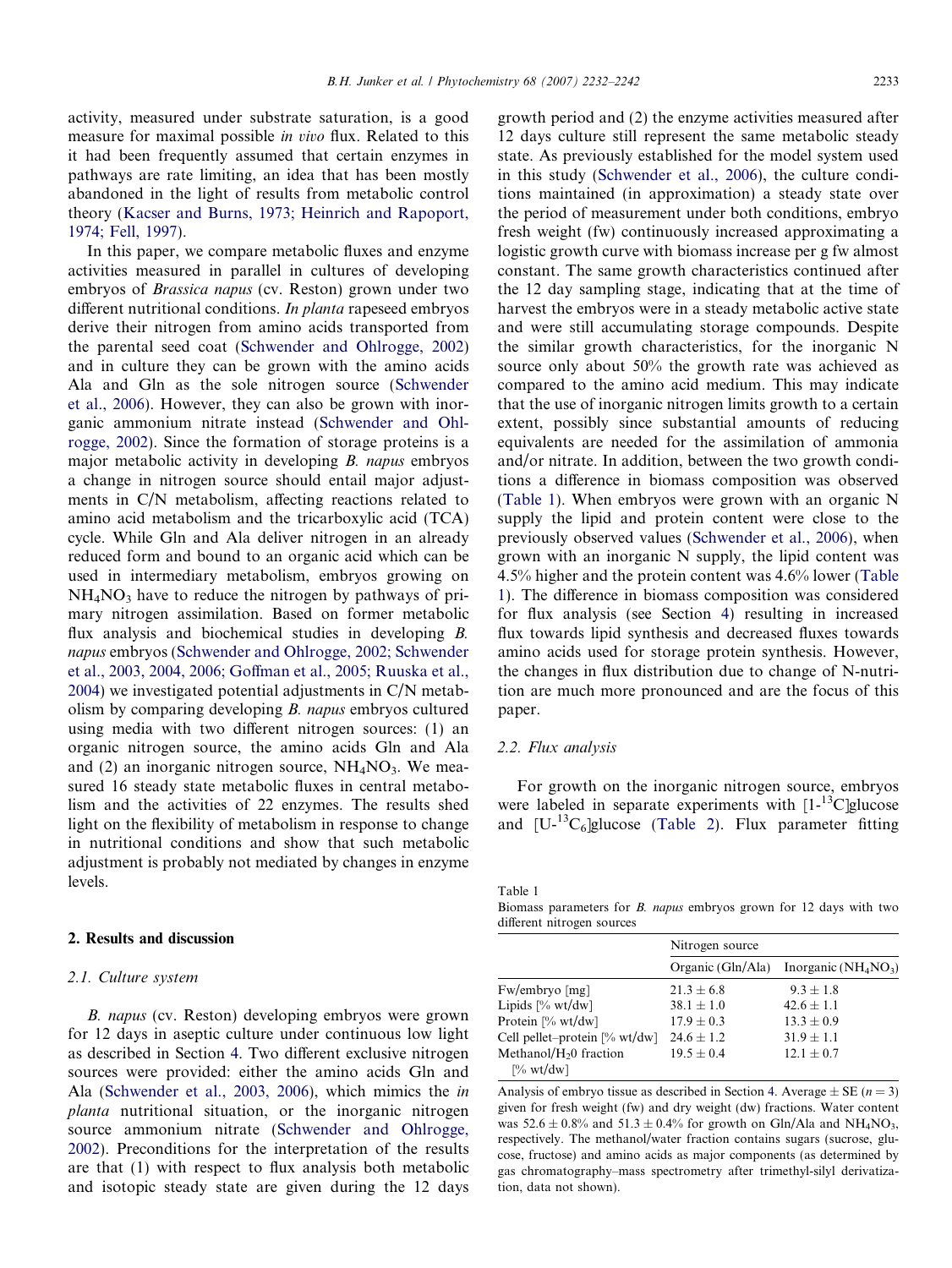activity, measured under substrate saturation, is a good measure for maximal possible *in vivo* flux. Related to this it had been frequently assumed that certain enzymes in pathways are rate limiting, an idea that has been mostly abandoned in the light of results from metabolic control theory (Kacser and Burns, 1973; Heinrich and Rapoport, 1974; Fell, 1997).

In this paper, we compare metabolic fluxes and enzyme activities measured in parallel in cultures of developing embryos of *Brassica napus* (cv. Reston) grown under two different nutritional conditions. *In planta* rapeseed embryos derive their nitrogen from amino acids transported from the parental seed coat (Schwender and Ohlrogge, 2002) and in culture they can be grown with the amino acids Ala and Gln as the sole nitrogen source (Schwender et al., 2006). However, they can also be grown with inorganic ammonium nitrate instead (Schwender and Ohlrogge, 2002). Since the formation of storage proteins is a major metabolic activity in developing *B. napus* embryos a change in nitrogen source should entail major adjustments in C/N metabolism, affecting reactions related to amino acid metabolism and the tricarboxylic acid (TCA) cycle. While Gln and Ala deliver nitrogen in an already reduced form and bound to an organic acid which can be used in intermediary metabolism, embryos growing on $NH_4NO_3$ have to reduce the nitrogen by pathways of primary nitrogen assimilation. Based on former metabolic flux analysis and biochemical studies in developing *B. napus* embryos (Schwender and Ohlrogge, 2002; Schwender et al., 2003, 2004, 2006; Goffman et al., 2005; Ruuska et al., 2004) we investigated potential adjustments in C/N metabolism by comparing developing *B. napus* embryos cultured using media with two different nitrogen sources: (1) an organic nitrogen source, the amino acids Gln and Ala and (2) an inorganic nitrogen source, $NH_4NO_3$. We measured 16 steady state metabolic fluxes in central metabolism and the activities of 22 enzymes. The results shed light on the flexibility of metabolism in response to change in nutritional conditions and show that such metabolic adjustment is probably not mediated by changes in enzyme levels.

## 2. Results and discussion

### 2.1. Culture system

*B. napus* (cv. Reston) developing embryos were grown for 12 days in aseptic culture under continuous low light as described in Section 4. Two different exclusive nitrogen sources were provided: either the amino acids Gln and Ala (Schwender et al., 2003, 2006), which mimics the *in planta* nutritional situation, or the inorganic nitrogen source ammonium nitrate (Schwender and Ohlrogge, 2002). Preconditions for the interpretation of the results are that (1) with respect to flux analysis both metabolic and isotopic steady state are given during the 12 days growth period and (2) the enzyme activities measured after 12 days culture still represent the same metabolic steady state. As previously established for the model system used in this study (Schwender et al., 2006), the culture conditions maintained (in approximation) a steady state over the period of measurement under both conditions, embryo fresh weight (fw) continuously increased approximating a logistic growth curve with biomass increase per g fw almost constant. The same growth characteristics continued after the 12 day sampling stage, indicating that at the time of harvest the embryos were in a steady metabolic active state and were still accumulating storage compounds. Despite the similar growth characteristics, for the inorganic N source only about 50% the growth rate was achieved as compared to the amino acid medium. This may indicate that the use of inorganic nitrogen limits growth to a certain extent, possibly since substantial amounts of reducing equivalents are needed for the assimilation of ammonia and/or nitrate. In addition, between the two growth conditions a difference in biomass composition was observed (Table 1). When embryos were grown with an organic N supply the lipid and protein content were close to the previously observed values (Schwender et al., 2006), when grown with an inorganic N supply, the lipid content was 4.5% higher and the protein content was 4.6% lower (Table 1). The difference in biomass composition was considered for flux analysis (see Section 4) resulting in increased flux towards lipid synthesis and decreased fluxes towards amino acids used for storage protein synthesis. However, the changes in flux distribution due to change of N-nutrition are much more pronounced and are the focus of this paper.

### 2.2. Flux analysis

For growth on the inorganic nitrogen source, embryos were labeled in separate experiments with [1-$^{13}$C]glucose and [U-$^{13}C_6$]glucose (Table 2). Flux parameter fitting

Table 1
Biomass parameters for *B. napus* embryos grown for 12 days with two different nitrogen sources

| | Nitrogen source | |
|---|---|---|
| | Organic (Gln/Ala) | Inorganic ($NH_4NO_3$) |
| Fw/embryo [mg] | $21.3 \pm 6.8$ | $9.3 \pm 1.8$ |
| Lipids [% wt/dw] | $38.1 \pm 1.0$ | $42.6 \pm 1.1$ |
| Protein [% wt/dw] | $17.9 \pm 0.3$ | $13.3 \pm 0.9$ |
| Cell pellet–protein [% wt/dw] | $24.6 \pm 1.2$ | $31.9 \pm 1.1$ |
| Methanol/$H_2O$ fraction [% wt/dw] | $19.5 \pm 0.4$ | $12.1 \pm 0.7$ |

Analysis of embryo tissue as described in Section 4. Average ± SE ($n = 3$) given for fresh weight (fw) and dry weight (dw) fractions. Water content was $52.6 \pm 0.8$% and $51.3 \pm 0.4$% for growth on Gln/Ala and $NH_4NO_3$, respectively. The methanol/water fraction contains sugars (sucrose, glucose, fructose) and amino acids as major components (as determined by gas chromatography–mass spectrometry after trimethyl-silyl derivatization, data not shown).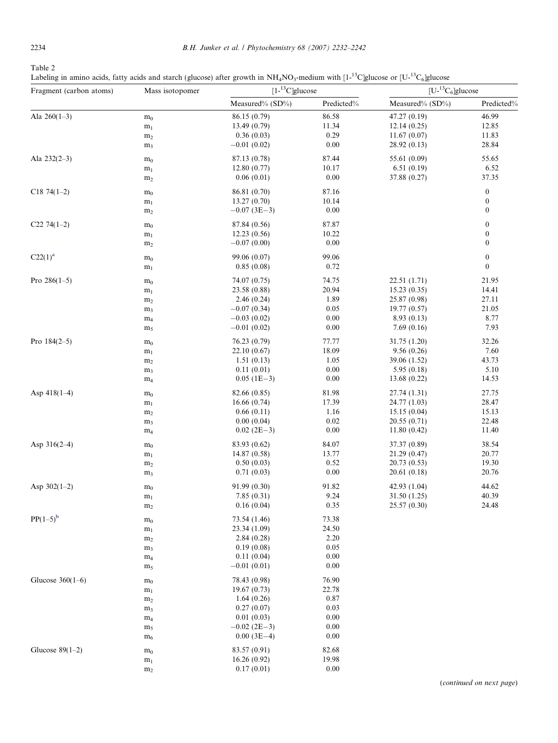Table 2
Labeling in amino acids, fatty acids and starch (glucose) after growth in $NH_4NO_3$-medium with [1-$^{13}$C]glucose or [U-$^{13}C_6$]glucose

| Fragment (carbon atoms) | Mass isotopomer | [1-$^{13}$C]glucose | | [U-$^{13}C_6$]glucose | |
|---|---|---|---|---|---|
| | | Measured% (SD%) | Predicted% | Measured% (SD%) | Predicted% |
| Ala 260(1–3) | $m_0$ | 86.15 (0.79) | 86.58 | 47.27 (0.19) | 46.99 |
| | $m_1$ | 13.49 (0.79) | 11.34 | 12.14 (0.25) | 12.85 |
| | $m_2$ | 0.36 (0.03) | 0.29 | 11.67 (0.07) | 11.83 |
| | $m_3$ | −0.01 (0.02) | 0.00 | 28.92 (0.13) | 28.84 |
| Ala 232(2–3) | $m_0$ | 87.13 (0.78) | 87.44 | 55.61 (0.09) | 55.65 |
| | $m_1$ | 12.80 (0.77) | 10.17 | 6.51 (0.19) | 6.52 |
| | $m_2$ | 0.06 (0.01) | 0.00 | 37.88 (0.27) | 37.35 |
| C18 74(1–2) | $m_0$ | 86.81 (0.70) | 87.16 | | 0 |
| | $m_1$ | 13.27 (0.70) | 10.14 | | 0 |
| | $m_2$ | −0.07 (3E−3) | 0.00 | | 0 |
| C22 74(1–2) | $m_0$ | 87.84 (0.56) | 87.87 | | 0 |
| | $m_1$ | 12.23 (0.56) | 10.22 | | 0 |
| | $m_2$ | −0.07 (0.00) | 0.00 | | 0 |
| C22(1)[a] | $m_0$ | 99.06 (0.07) | 99.06 | | 0 |
| | $m_1$ | 0.85 (0.08) | 0.72 | | 0 |
| Pro 286(1–5) | $m_0$ | 74.07 (0.75) | 74.75 | 22.51 (1.71) | 21.95 |
| | $m_1$ | 23.58 (0.88) | 20.94 | 15.23 (0.35) | 14.41 |
| | $m_2$ | 2.46 (0.24) | 1.89 | 25.87 (0.98) | 27.11 |
| | $m_3$ | −0.07 (0.34) | 0.05 | 19.77 (0.57) | 21.05 |
| | $m_4$ | −0.03 (0.02) | 0.00 | 8.93 (0.13) | 8.77 |
| | $m_5$ | −0.01 (0.02) | 0.00 | 7.69 (0.16) | 7.93 |
| Pro 184(2–5) | $m_0$ | 76.23 (0.79) | 77.77 | 31.75 (1.20) | 32.26 |
| | $m_1$ | 22.10 (0.67) | 18.09 | 9.56 (0.26) | 7.60 |
| | $m_2$ | 1.51 (0.13) | 1.05 | 39.06 (1.52) | 43.73 |
| | $m_3$ | 0.11 (0.01) | 0.00 | 5.95 (0.18) | 5.10 |
| | $m_4$ | 0.05 (1E−3) | 0.00 | 13.68 (0.22) | 14.53 |
| Asp 418(1–4) | $m_0$ | 82.66 (0.85) | 81.98 | 27.74 (1.31) | 27.75 |
| | $m_1$ | 16.66 (0.74) | 17.39 | 24.77 (1.03) | 28.47 |
| | $m_2$ | 0.66 (0.11) | 1.16 | 15.15 (0.04) | 15.13 |
| | $m_3$ | 0.00 (0.04) | 0.02 | 20.55 (0.71) | 22.48 |
| | $m_4$ | 0.02 (2E−3) | 0.00 | 11.80 (0.42) | 11.40 |
| Asp 316(2–4) | $m_0$ | 83.93 (0.62) | 84.07 | 37.37 (0.89) | 38.54 |
| | $m_1$ | 14.87 (0.58) | 13.77 | 21.29 (0.47) | 20.77 |
| | $m_2$ | 0.50 (0.03) | 0.52 | 20.73 (0.53) | 19.30 |
| | $m_3$ | 0.71 (0.03) | 0.00 | 20.61 (0.18) | 20.76 |
| Asp 302(1–2) | $m_0$ | 91.99 (0.30) | 91.82 | 42.93 (1.04) | 44.62 |
| | $m_1$ | 7.85 (0.31) | 9.24 | 31.50 (1.25) | 40.39 |
| | $m_2$ | 0.16 (0.04) | 0.35 | 25.57 (0.30) | 24.48 |
| PP(1–5)[b] | $m_0$ | 73.54 (1.46) | 73.38 | | |
| | $m_1$ | 23.34 (1.09) | 24.50 | | |
| | $m_2$ | 2.84 (0.28) | 2.20 | | |
| | $m_3$ | 0.19 (0.08) | 0.05 | | |
| | $m_4$ | 0.11 (0.04) | 0.00 | | |
| | $m_5$ | −0.01 (0.01) | 0.00 | | |
| Glucose 360(1–6) | $m_0$ | 78.43 (0.98) | 76.90 | | |
| | $m_1$ | 19.67 (0.73) | 22.78 | | |
| | $m_2$ | 1.64 (0.26) | 0.87 | | |
| | $m_3$ | 0.27 (0.07) | 0.03 | | |
| | $m_4$ | 0.01 (0.03) | 0.00 | | |
| | $m_5$ | −0.02 (2E−3) | 0.00 | | |
| | $m_6$ | 0.00 (3E−4) | 0.00 | | |
| Glucose 89(1–2) | $m_0$ | 83.57 (0.91) | 82.68 | | |
| | $m_1$ | 16.26 (0.92) | 19.98 | | |
| | $m_2$ | 0.17 (0.01) | 0.00 | | |

(*continued on next page*)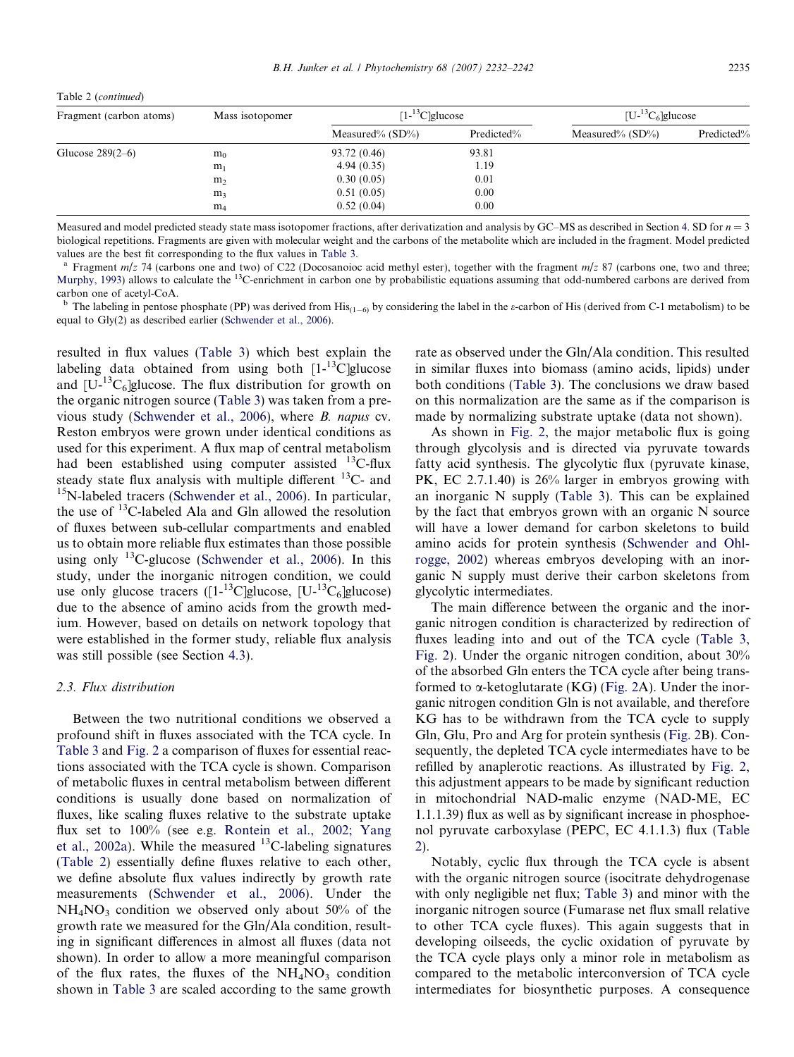Table 2 (*continued*)

| Fragment (carbon atoms) | Mass isotopomer | [1-$^{13}$C]glucose | | [U-$^{13}$C$_6$]glucose | |
|---|---|---|---|---|---|
| | | Measured% (SD%) | Predicted% | Measured% (SD%) | Predicted% |
| Glucose 289(2–6) | $m_0$ | 93.72 (0.46) | 93.81 | | |
| | $m_1$ | 4.94 (0.35) | 1.19 | | |
| | $m_2$ | 0.30 (0.05) | 0.01 | | |
| | $m_3$ | 0.51 (0.05) | 0.00 | | |
| | $m_4$ | 0.52 (0.04) | 0.00 | | |

Measured and model predicted steady state mass isotopomer fractions, after derivatization and analysis by GC–MS as described in Section 4. SD for $n = 3$ biological repetitions. Fragments are given with molecular weight and the carbons of the metabolite which are included in the fragment. Model predicted values are the best fit corresponding to the flux values in Table 3.

[a] Fragment $m/z$ 74 (carbons one and two) of C22 (Docosanoioc acid methyl ester), together with the fragment $m/z$ 87 (carbons one, two and three; Murphy, 1993) allows to calculate the $^{13}$C-enrichment in carbon one by probabilistic equations assuming that odd-numbered carbons are derived from carbon one of acetyl-CoA.

[b] The labeling in pentose phosphate (PP) was derived from His$_{(1-6)}$ by considering the label in the ε-carbon of His (derived from C-1 metabolism) to be equal to Gly(2) as described earlier (Schwender et al., 2006).

resulted in flux values (Table 3) which best explain the labeling data obtained from using both [1-$^{13}$C]glucose and [U-$^{13}$C$_6$]glucose. The flux distribution for growth on the organic nitrogen source (Table 3) was taken from a previous study (Schwender et al., 2006), where *B. napus* cv. Reston embryos were grown under identical conditions as used for this experiment. A flux map of central metabolism had been established using computer assisted $^{13}$C-flux steady state flux analysis with multiple different $^{13}$C- and $^{15}$N-labeled tracers (Schwender et al., 2006). In particular, the use of $^{13}$C-labeled Ala and Gln allowed the resolution of fluxes between sub-cellular compartments and enabled us to obtain more reliable flux estimates than those possible using only $^{13}$C-glucose (Schwender et al., 2006). In this study, under the inorganic nitrogen condition, we could use only glucose tracers ([1-$^{13}$C]glucose, [U-$^{13}$C$_6$]glucose) due to the absence of amino acids from the growth medium. However, based on details on network topology that were established in the former study, reliable flux analysis was still possible (see Section 4.3).

### 2.3. Flux distribution

Between the two nutritional conditions we observed a profound shift in fluxes associated with the TCA cycle. In Table 3 and Fig. 2 a comparison of fluxes for essential reactions associated with the TCA cycle is shown. Comparison of metabolic fluxes in central metabolism between different conditions is usually done based on normalization of fluxes, like scaling fluxes relative to the substrate uptake flux set to 100% (see e.g. Rontein et al., 2002; Yang et al., 2002a). While the measured $^{13}$C-labeling signatures (Table 2) essentially define fluxes relative to each other, we define absolute flux values indirectly by growth rate measurements (Schwender et al., 2006). Under the $NH_4NO_3$ condition we observed only about 50% of the growth rate we measured for the Gln/Ala condition, resulting in significant differences in almost all fluxes (data not shown). In order to allow a more meaningful comparison of the flux rates, the fluxes of the $NH_4NO_3$ condition shown in Table 3 are scaled according to the same growth rate as observed under the Gln/Ala condition. This resulted in similar fluxes into biomass (amino acids, lipids) under both conditions (Table 3). The conclusions we draw based on this normalization are the same as if the comparison is made by normalizing substrate uptake (data not shown).

As shown in Fig. 2, the major metabolic flux is going through glycolysis and is directed via pyruvate towards fatty acid synthesis. The glycolytic flux (pyruvate kinase, PK, EC 2.7.1.40) is 26% larger in embryos growing with an inorganic N supply (Table 3). This can be explained by the fact that embryos grown with an organic N source will have a lower demand for carbon skeletons to build amino acids for protein synthesis (Schwender and Ohlrogge, 2002) whereas embryos developing with an inorganic N supply must derive their carbon skeletons from glycolytic intermediates.

The main difference between the organic and the inorganic nitrogen condition is characterized by redirection of fluxes leading into and out of the TCA cycle (Table 3, Fig. 2). Under the organic nitrogen condition, about 30% of the absorbed Gln enters the TCA cycle after being transformed to α-ketoglutarate (KG) (Fig. 2A). Under the inorganic nitrogen condition Gln is not available, and therefore KG has to be withdrawn from the TCA cycle to supply Gln, Glu, Pro and Arg for protein synthesis (Fig. 2B). Consequently, the depleted TCA cycle intermediates have to be refilled by anaplerotic reactions. As illustrated by Fig. 2, this adjustment appears to be made by significant reduction in mitochondrial NAD-malic enzyme (NAD-ME, EC 1.1.1.39) flux as well as by significant increase in phosphoenol pyruvate carboxylase (PEPC, EC 4.1.1.3) flux (Table 2).

Notably, cyclic flux through the TCA cycle is absent with the organic nitrogen source (isocitrate dehydrogenase with only negligible net flux; Table 3) and minor with the inorganic nitrogen source (Fumarase net flux small relative to other TCA cycle fluxes). This again suggests that in developing oilseeds, the cyclic oxidation of pyruvate by the TCA cycle plays only a minor role in metabolism as compared to the metabolic interconversion of TCA cycle intermediates for biosynthetic purposes. A consequence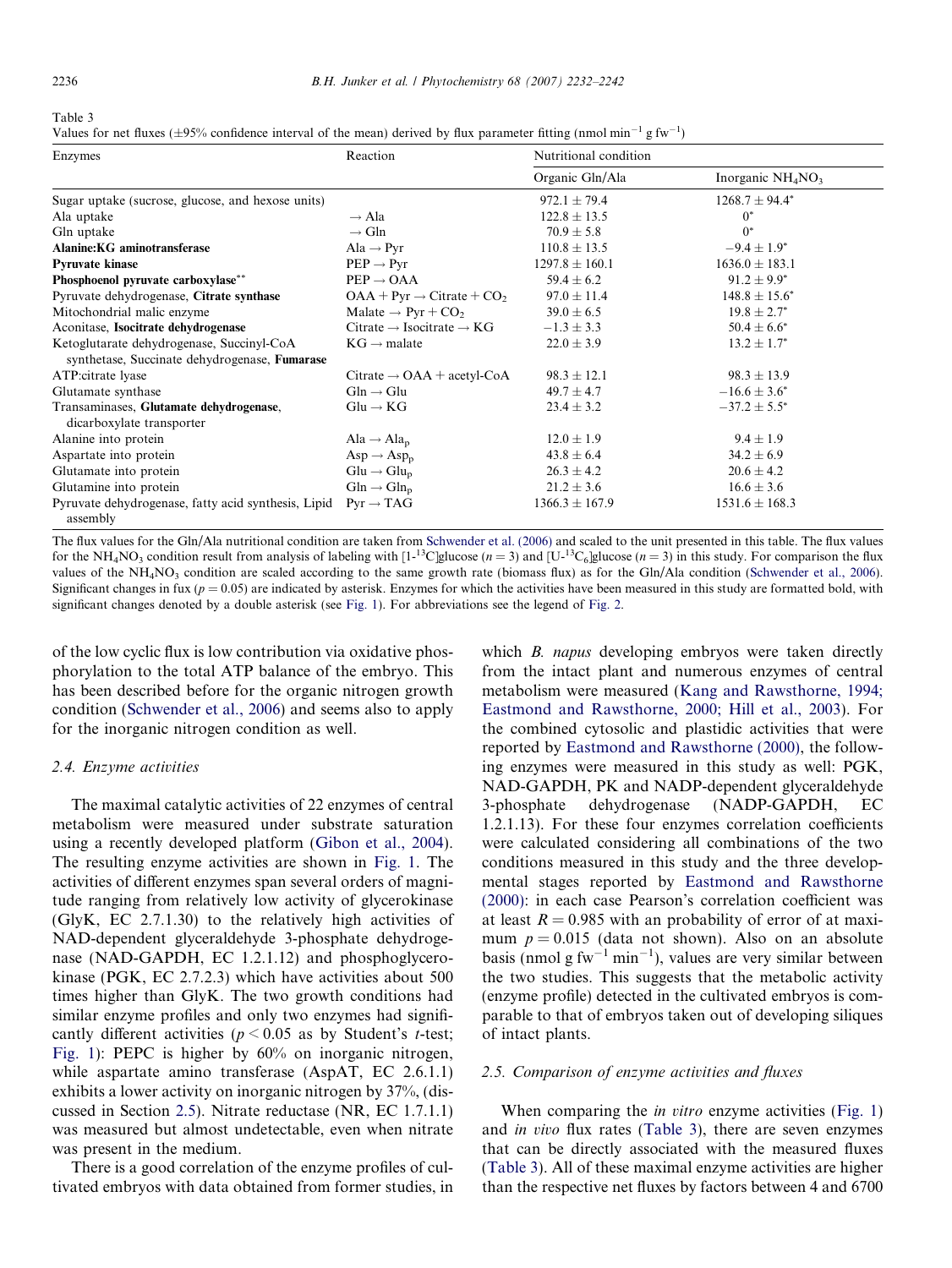Table 3
Values for net fluxes (±95% confidence interval of the mean) derived by flux parameter fitting (nmol $min^{-1}$ g $fw^{-1}$)

| Enzymes | Reaction | Nutritional condition | |
|---|---|---|---|
| | | Organic Gln/Ala | Inorganic $NH_4NO_3$ |
| Sugar uptake (sucrose, glucose, and hexose units) | | 972.1 ± 79.4 | 1268.7 ± 94.4* |
| Ala uptake | → Ala | 122.8 ± 13.5 | 0* |
| Gln uptake | → Gln | 70.9 ± 5.8 | 0* |
| **Alanine:KG aminotransferase** | Ala → Pyr | 110.8 ± 13.5 | −9.4 ± 1.9* |
| **Pyruvate kinase** | PEP → Pyr | 1297.8 ± 160.1 | 1636.0 ± 183.1 |
| **Phosphoenol pyruvate carboxylase**** | PEP → OAA | 59.4 ± 6.2 | 91.2 ± 9.9* |
| Pyruvate dehydrogenase, **Citrate synthase** | OAA + Pyr → Citrate + $CO_2$ | 97.0 ± 11.4 | 148.8 ± 15.6* |
| Mitochondrial malic enzyme | Malate → Pyr + $CO_2$ | 39.0 ± 6.5 | 19.8 ± 2.7* |
| Aconitase, **Isocitrate dehydrogenase** | Citrate → Isocitrate → KG | −1.3 ± 3.3 | 50.4 ± 6.6* |
| Ketoglutarate dehydrogenase, Succinyl-CoA synthetase, Succinate dehydrogenase, **Fumarase** | KG → malate | 22.0 ± 3.9 | 13.2 ± 1.7* |
| ATP:citrate lyase | Citrate → OAA + acetyl-CoA | 98.3 ± 12.1 | 98.3 ± 13.9 |
| Glutamate synthase | Gln → Glu | 49.7 ± 4.7 | −16.6 ± 3.6* |
| Transaminases, **Glutamate dehydrogenase**, dicarboxylate transporter | Glu → KG | 23.4 ± 3.2 | −37.2 ± 5.5* |
| Alanine into protein | Ala → $Ala_p$ | 12.0 ± 1.9 | 9.4 ± 1.9 |
| Aspartate into protein | Asp → $Asp_p$ | 43.8 ± 6.4 | 34.2 ± 6.9 |
| Glutamate into protein | Glu → $Glu_p$ | 26.3 ± 4.2 | 20.6 ± 4.2 |
| Glutamine into protein | Gln → $Gln_p$ | 21.2 ± 3.6 | 16.6 ± 3.6 |
| Pyruvate dehydrogenase, fatty acid synthesis, Lipid assembly | Pyr → TAG | 1366.3 ± 167.9 | 1531.6 ± 168.3 |

The flux values for the Gln/Ala nutritional condition are taken from Schwender et al. (2006) and scaled to the unit presented in this table. The flux values for the $NH_4NO_3$ condition result from analysis of labeling with [1-$^{13}$C]glucose ($n = 3$) and [U-$^{13}C_6$]glucose ($n = 3$) in this study. For comparison the flux values of the $NH_4NO_3$ condition are scaled according to the same growth rate (biomass flux) as for the Gln/Ala condition (Schwender et al., 2006). Significant changes in fux ($p = 0.05$) are indicated by asterisk. Enzymes for which the activities have been measured in this study are formatted bold, with significant changes denoted by a double asterisk (see Fig. 1). For abbreviations see the legend of Fig. 2.

of the low cyclic flux is low contribution via oxidative phosphorylation to the total ATP balance of the embryo. This has been described before for the organic nitrogen growth condition (Schwender et al., 2006) and seems also to apply for the inorganic nitrogen condition as well.

### 2.4. Enzyme activities

The maximal catalytic activities of 22 enzymes of central metabolism were measured under substrate saturation using a recently developed platform (Gibon et al., 2004). The resulting enzyme activities are shown in Fig. 1. The activities of different enzymes span several orders of magnitude ranging from relatively low activity of glycerokinase (GlyK, EC 2.7.1.30) to the relatively high activities of NAD-dependent glyceraldehyde 3-phosphate dehydrogenase (NAD-GAPDH, EC 1.2.1.12) and phosphoglycerokinase (PGK, EC 2.7.2.3) which have activities about 500 times higher than GlyK. The two growth conditions had similar enzyme profiles and only two enzymes had significantly different activities ($p < 0.05$ as by Student's $t$-test; Fig. 1): PEPC is higher by 60% on inorganic nitrogen, while aspartate amino transferase (AspAT, EC 2.6.1.1) exhibits a lower activity on inorganic nitrogen by 37%, (discussed in Section 2.5). Nitrate reductase (NR, EC 1.7.1.1) was measured but almost undetectable, even when nitrate was present in the medium.

There is a good correlation of the enzyme profiles of cultivated embryos with data obtained from former studies, in which *B. napus* developing embryos were taken directly from the intact plant and numerous enzymes of central metabolism were measured (Kang and Rawsthorne, 1994; Eastmond and Rawsthorne, 2000; Hill et al., 2003). For the combined cytosolic and plastidic activities that were reported by Eastmond and Rawsthorne (2000), the following enzymes were measured in this study as well: PGK, NAD-GAPDH, PK and NADP-dependent glyceraldehyde 3-phosphate dehydrogenase (NADP-GAPDH, EC 1.2.1.13). For these four enzymes correlation coefficients were calculated considering all combinations of the two conditions measured in this study and the three developmental stages reported by Eastmond and Rawsthorne (2000): in each case Pearson's correlation coefficient was at least $R = 0.985$ with an probability of error of at maximum $p = 0.015$ (data not shown). Also on an absolute basis (nmol g $fw^{-1}$ $min^{-1}$), values are very similar between the two studies. This suggests that the metabolic activity (enzyme profile) detected in the cultivated embryos is comparable to that of embryos taken out of developing siliques of intact plants.

### 2.5. Comparison of enzyme activities and fluxes

When comparing the *in vitro* enzyme activities (Fig. 1) and *in vivo* flux rates (Table 3), there are seven enzymes that can be directly associated with the measured fluxes (Table 3). All of these maximal enzyme activities are higher than the respective net fluxes by factors between 4 and 6700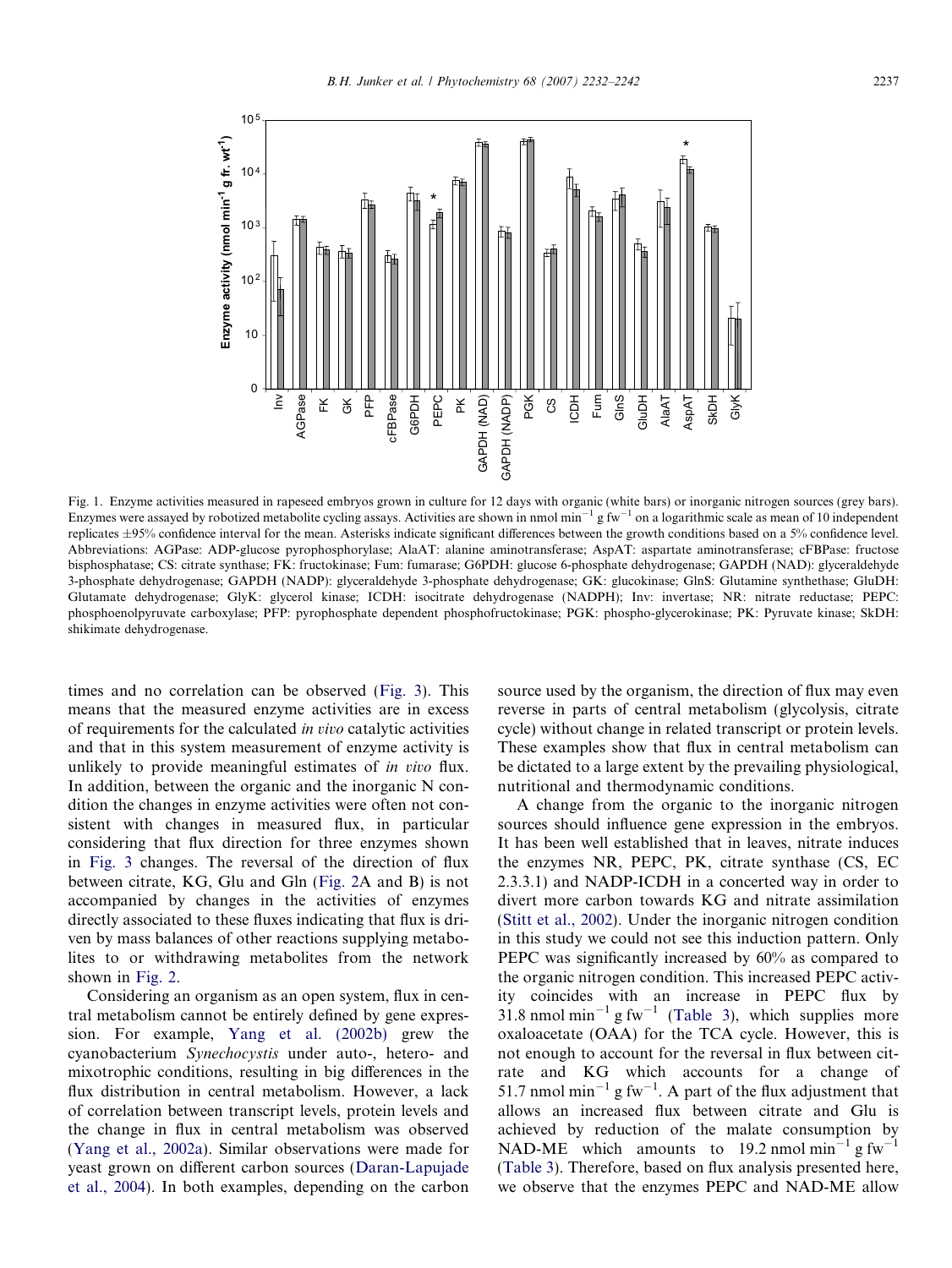Fig. 1. Enzyme activities measured in rapeseed embryos grown in culture for 12 days with organic (white bars) or inorganic nitrogen sources (grey bars). Enzymes were assayed by robotized metabolite cycling assays. Activities are shown in nmol $min^{-1}$ g $fw^{-1}$ on a logarithmic scale as mean of 10 independent replicates ±95% confidence interval for the mean. Asterisks indicate significant differences between the growth conditions based on a 5% confidence level. Abbreviations: AGPase: ADP-glucose pyrophosphorylase; AlaAT: alanine aminotransferase; AspAT: aspartate aminotransferase; cFBPase: fructose bisphosphatase; CS: citrate synthase; FK: fructokinase; Fum: fumarase; G6PDH: glucose 6-phosphate dehydrogenase; GAPDH (NAD): glyceraldehyde 3-phosphate dehydrogenase; GAPDH (NADP): glyceraldehyde 3-phosphate dehydrogenase; GK: glucokinase; GlnS: Glutamine synthethase; GluDH: Glutamate dehydrogenase; GlyK: glycerol kinase; ICDH: isocitrate dehydrogenase (NADPH); Inv: invertase; NR: nitrate reductase; PEPC: phosphoenolpyruvate carboxylase; PFP: pyrophosphate dependent phosphofructokinase; PGK: phospho-glycerokinase; PK: Pyruvate kinase; SkDH: shikimate dehydrogenase.

times and no correlation can be observed (Fig. 3). This means that the measured enzyme activities are in excess of requirements for the calculated *in vivo* catalytic activities and that in this system measurement of enzyme activity is unlikely to provide meaningful estimates of *in vivo* flux. In addition, between the organic and the inorganic N condition the changes in enzyme activities were often not consistent with changes in measured flux, in particular considering that flux direction for three enzymes shown in Fig. 3 changes. The reversal of the direction of flux between citrate, KG, Glu and Gln (Fig. 2A and B) is not accompanied by changes in the activities of enzymes directly associated to these fluxes indicating that flux is driven by mass balances of other reactions supplying metabolites to or withdrawing metabolites from the network shown in Fig. 2.

Considering an organism as an open system, flux in central metabolism cannot be entirely defined by gene expression. For example, Yang et al. (2002b) grew the cyanobacterium *Synechocystis* under auto-, hetero- and mixotrophic conditions, resulting in big differences in the flux distribution in central metabolism. However, a lack of correlation between transcript levels, protein levels and the change in flux in central metabolism was observed (Yang et al., 2002a). Similar observations were made for yeast grown on different carbon sources (Daran-Lapujade et al., 2004). In both examples, depending on the carbon source used by the organism, the direction of flux may even reverse in parts of central metabolism (glycolysis, citrate cycle) without change in related transcript or protein levels. These examples show that flux in central metabolism can be dictated to a large extent by the prevailing physiological, nutritional and thermodynamic conditions.

A change from the organic to the inorganic nitrogen sources should influence gene expression in the embryos. It has been well established that in leaves, nitrate induces the enzymes NR, PEPC, PK, citrate synthase (CS, EC 2.3.3.1) and NADP-ICDH in a concerted way in order to divert more carbon towards KG and nitrate assimilation (Stitt et al., 2002). Under the inorganic nitrogen condition in this study we could not see this induction pattern. Only PEPC was significantly increased by 60% as compared to the organic nitrogen condition. This increased PEPC activity coincides with an increase in PEPC flux by 31.8 nmol $min^{-1}$ g $fw^{-1}$ (Table 3), which supplies more oxaloacetate (OAA) for the TCA cycle. However, this is not enough to account for the reversal in flux between citrate and KG which accounts for a change of 51.7 nmol $min^{-1}$ g $fw^{-1}$. A part of the flux adjustment that allows an increased flux between citrate and Glu is achieved by reduction of the malate consumption by NAD-ME which amounts to 19.2 nmol $min^{-1}$ g $fw^{-1}$ (Table 3). Therefore, based on flux analysis presented here, we observe that the enzymes PEPC and NAD-ME allow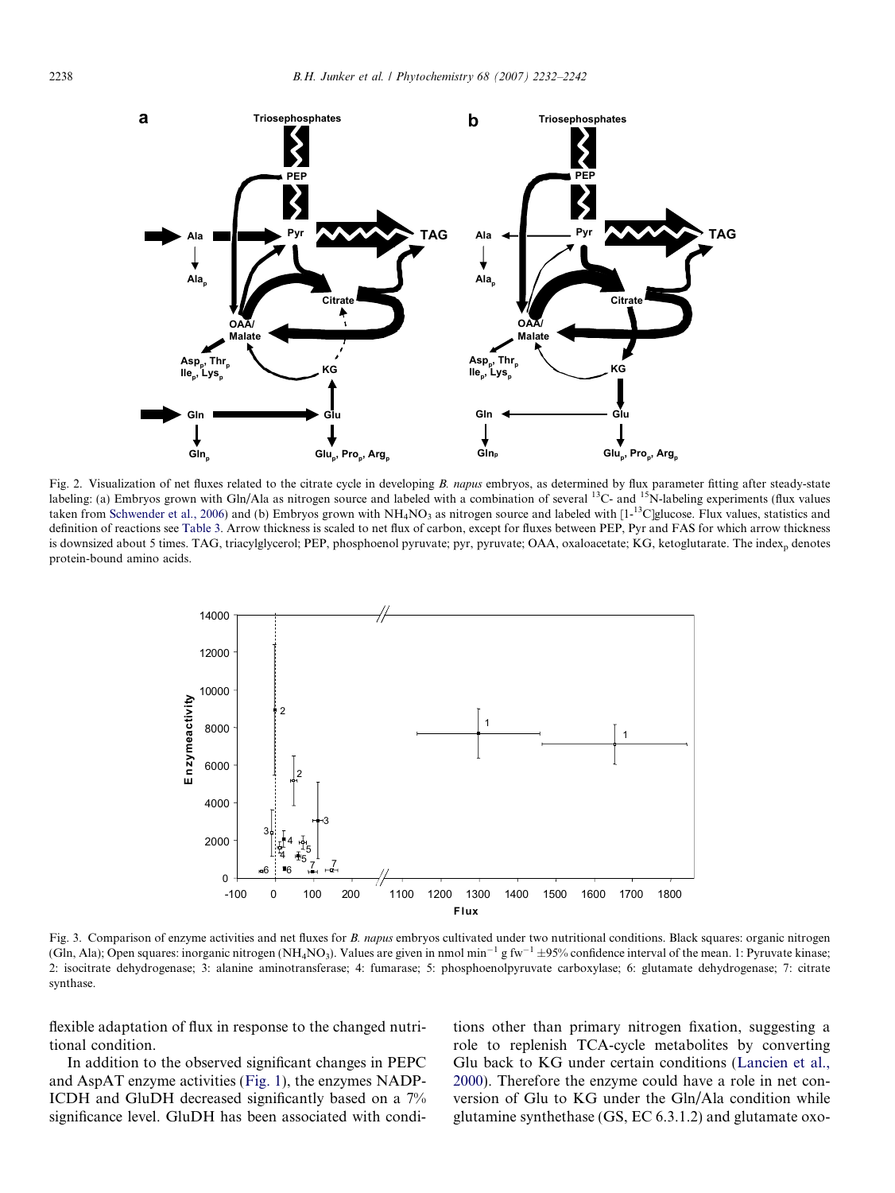Fig. 2. Visualization of net fluxes related to the citrate cycle in developing *B. napus* embryos, as determined by flux parameter fitting after steady-state labeling: (a) Embryos grown with Gln/Ala as nitrogen source and labeled with a combination of several $^{13}C$- and $^{15}N$-labeling experiments (flux values taken from Schwender et al., 2006) and (b) Embryos grown with $NH_4NO_3$ as nitrogen source and labeled with [1-$^{13}C$]glucose. Flux values, statistics and definition of reactions see Table 3. Arrow thickness is scaled to net flux of carbon, except for fluxes between PEP, Pyr and FAS for which arrow thickness is downsized about 5 times. TAG, triacylglycerol; PEP, phosphoenol pyruvate; pyr, pyruvate; OAA, oxaloacetate; KG, ketoglutarate. The index$_p$ denotes protein-bound amino acids.

Fig. 3. Comparison of enzyme activities and net fluxes for *B. napus* embryos cultivated under two nutritional conditions. Black squares: organic nitrogen (Gln, Ala); Open squares: inorganic nitrogen ($NH_4NO_3$). Values are given in nmol $min^{-1}$ g $fw^{-1}$ ±95% confidence interval of the mean. 1: Pyruvate kinase; 2: isocitrate dehydrogenase; 3: alanine aminotransferase; 4: fumarase; 5: phosphoenolpyruvate carboxylase; 6: glutamate dehydrogenase; 7: citrate synthase.

flexible adaptation of flux in response to the changed nutritional condition.

In addition to the observed significant changes in PEPC and AspAT enzyme activities (Fig. 1), the enzymes NADP-ICDH and GluDH decreased significantly based on a 7% significance level. GluDH has been associated with conditions other than primary nitrogen fixation, suggesting a role to replenish TCA-cycle metabolites by converting Glu back to KG under certain conditions (Lancien et al., 2000). Therefore the enzyme could have a role in net conversion of Glu to KG under the Gln/Ala condition while glutamine synthethase (GS, EC 6.3.1.2) and glutamate oxo-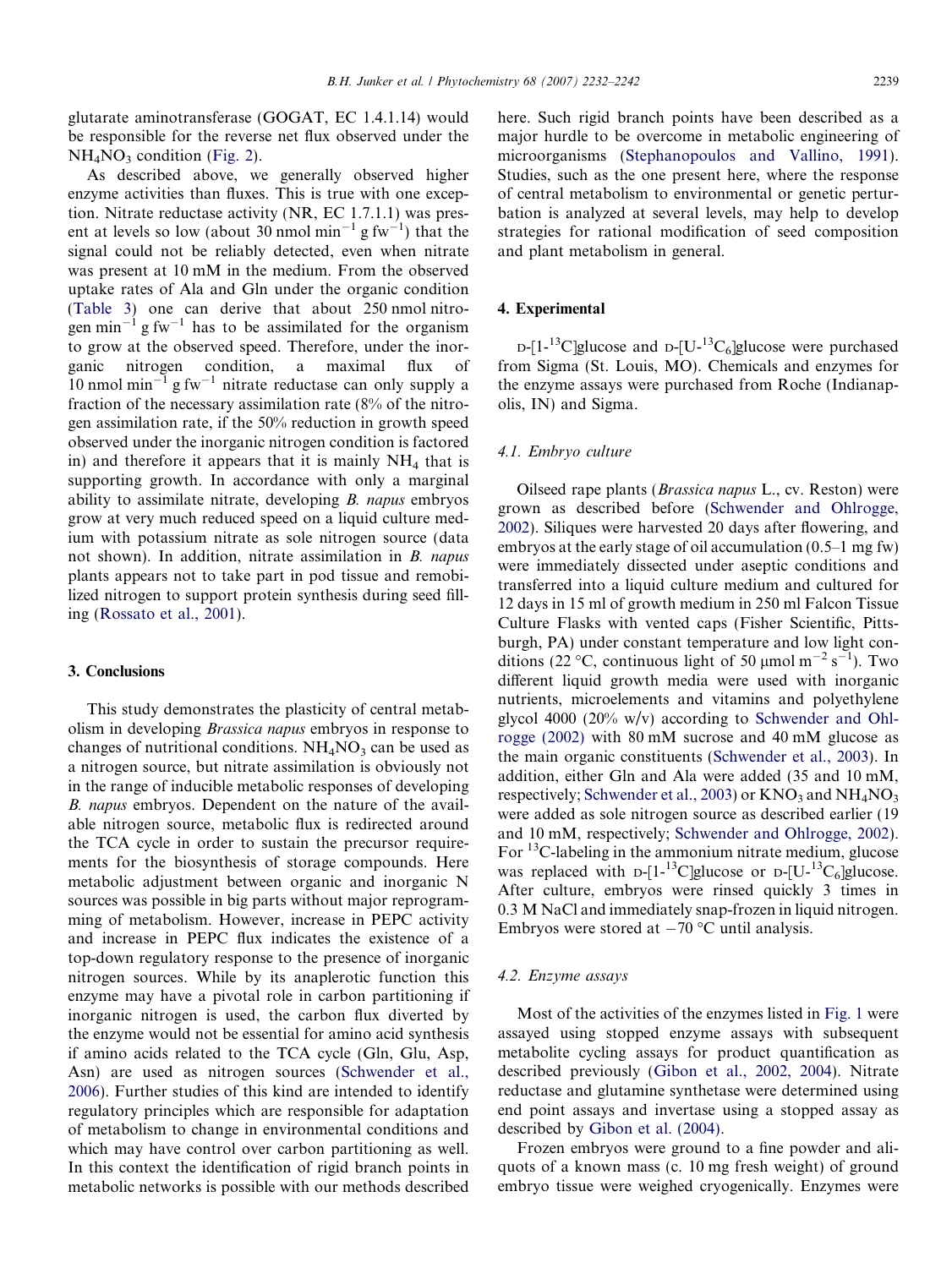glutarate aminotransferase (GOGAT, EC 1.4.1.14) would be responsible for the reverse net flux observed under the $NH_4NO_3$ condition (Fig. 2).

As described above, we generally observed higher enzyme activities than fluxes. This is true with one exception. Nitrate reductase activity (NR, EC 1.7.1.1) was present at levels so low (about 30 nmol $min^{-1}$ g $fw^{-1}$) that the signal could not be reliably detected, even when nitrate was present at 10 mM in the medium. From the observed uptake rates of Ala and Gln under the organic condition (Table 3) one can derive that about 250 nmol nitrogen $min^{-1}$ g $fw^{-1}$ has to be assimilated for the organism to grow at the observed speed. Therefore, under the inorganic nitrogen condition, a maximal flux of 10 nmol $min^{-1}$ g $fw^{-1}$ nitrate reductase can only supply a fraction of the necessary assimilation rate (8% of the nitrogen assimilation rate, if the 50% reduction in growth speed observed under the inorganic nitrogen condition is factored in) and therefore it appears that it is mainly $NH_4$ that is supporting growth. In accordance with only a marginal ability to assimilate nitrate, developing *B. napus* embryos grow at very much reduced speed on a liquid culture medium with potassium nitrate as sole nitrogen source (data not shown). In addition, nitrate assimilation in *B. napus* plants appears not to take part in pod tissue and remobilized nitrogen to support protein synthesis during seed filling (Rossato et al., 2001).

## 3. Conclusions

This study demonstrates the plasticity of central metabolism in developing *Brassica napus* embryos in response to changes of nutritional conditions. $NH_4NO_3$ can be used as a nitrogen source, but nitrate assimilation is obviously not in the range of inducible metabolic responses of developing *B. napus* embryos. Dependent on the nature of the available nitrogen source, metabolic flux is redirected around the TCA cycle in order to sustain the precursor requirements for the biosynthesis of storage compounds. Here metabolic adjustment between organic and inorganic N sources was possible in big parts without major reprogramming of metabolism. However, increase in PEPC activity and increase in PEPC flux indicates the existence of a top-down regulatory response to the presence of inorganic nitrogen sources. While by its anaplerotic function this enzyme may have a pivotal role in carbon partitioning if inorganic nitrogen is used, the carbon flux diverted by the enzyme would not be essential for amino acid synthesis if amino acids related to the TCA cycle (Gln, Glu, Asp, Asn) are used as nitrogen sources (Schwender et al., 2006). Further studies of this kind are intended to identify regulatory principles which are responsible for adaptation of metabolism to change in environmental conditions and which may have control over carbon partitioning as well. In this context the identification of rigid branch points in metabolic networks is possible with our methods described here. Such rigid branch points have been described as a major hurdle to be overcome in metabolic engineering of microorganisms (Stephanopoulos and Vallino, 1991). Studies, such as the one present here, where the response of central metabolism to environmental or genetic perturbation is analyzed at several levels, may help to develop strategies for rational modification of seed composition and plant metabolism in general.

## 4. Experimental

D-[1-$^{13}$C]glucose and D-[U-$^{13}C_6$]glucose were purchased from Sigma (St. Louis, MO). Chemicals and enzymes for the enzyme assays were purchased from Roche (Indianapolis, IN) and Sigma.

### 4.1. Embryo culture

Oilseed rape plants (*Brassica napus* L., cv. Reston) were grown as described before (Schwender and Ohlrogge, 2002). Siliques were harvested 20 days after flowering, and embryos at the early stage of oil accumulation (0.5–1 mg fw) were immediately dissected under aseptic conditions and transferred into a liquid culture medium and cultured for 12 days in 15 ml of growth medium in 250 ml Falcon Tissue Culture Flasks with vented caps (Fisher Scientific, Pittsburgh, PA) under constant temperature and low light conditions (22 °C, continuous light of 50 μmol $m^{-2}$ $s^{-1}$). Two different liquid growth media were used with inorganic nutrients, microelements and vitamins and polyethylene glycol 4000 (20% w/v) according to Schwender and Ohlrogge (2002) with 80 mM sucrose and 40 mM glucose as the main organic constituents (Schwender et al., 2003). In addition, either Gln and Ala were added (35 and 10 mM, respectively; Schwender et al., 2003) or $KNO_3$ and $NH_4NO_3$ were added as sole nitrogen source as described earlier (19 and 10 mM, respectively; Schwender and Ohlrogge, 2002). For $^{13}$C-labeling in the ammonium nitrate medium, glucose was replaced with D-[1-$^{13}$C]glucose or D-[U-$^{13}C_6$]glucose. After culture, embryos were rinsed quickly 3 times in 0.3 M NaCl and immediately snap-frozen in liquid nitrogen. Embryos were stored at −70 °C until analysis.

### 4.2. Enzyme assays

Most of the activities of the enzymes listed in Fig. 1 were assayed using stopped enzyme assays with subsequent metabolite cycling assays for product quantification as described previously (Gibon et al., 2002, 2004). Nitrate reductase and glutamine synthetase were determined using end point assays and invertase using a stopped assay as described by Gibon et al. (2004).

Frozen embryos were ground to a fine powder and aliquots of a known mass (c. 10 mg fresh weight) of ground embryo tissue were weighed cryogenically. Enzymes were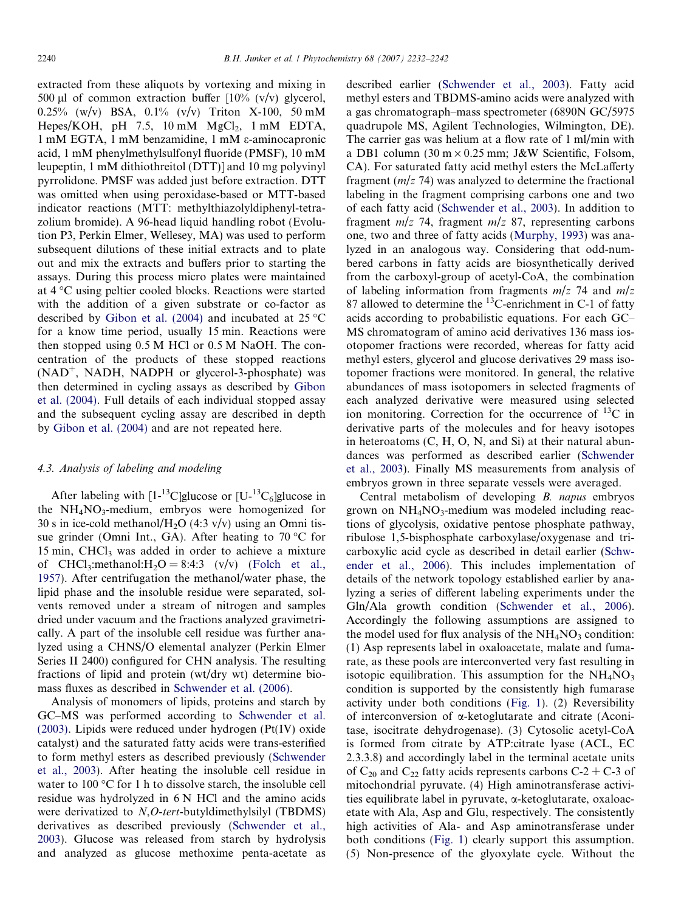extracted from these aliquots by vortexing and mixing in 500 μl of common extraction buffer [10% (v/v) glycerol, 0.25% (w/v) BSA, 0.1% (v/v) Triton X-100, 50 mM Hepes/KOH, pH 7.5, 10 mM $MgCl_2$, 1 mM EDTA, 1 mM EGTA, 1 mM benzamidine, 1 mM ε-aminocapronic acid, 1 mM phenylmethylsulfonyl fluoride (PMSF), 10 mM leupeptin, 1 mM dithiothreitol (DTT)] and 10 mg polyvinyl pyrrolidone. PMSF was added just before extraction. DTT was omitted when using peroxidase-based or MTT-based indicator reactions (MTT: methylthiazolyldiphenyl-tetrazolium bromide). A 96-head liquid handling robot (Evolution P3, Perkin Elmer, Wellesey, MA) was used to perform subsequent dilutions of these initial extracts and to plate out and mix the extracts and buffers prior to starting the assays. During this process micro plates were maintained at 4 °C using peltier cooled blocks. Reactions were started with the addition of a given substrate or co-factor as described by Gibon et al. (2004) and incubated at 25 °C for a know time period, usually 15 min. Reactions were then stopped using 0.5 M HCl or 0.5 M NaOH. The concentration of the products of these stopped reactions ($NAD^+$, NADH, NADPH or glycerol-3-phosphate) was then determined in cycling assays as described by Gibon et al. (2004). Full details of each individual stopped assay and the subsequent cycling assay are described in depth by Gibon et al. (2004) and are not repeated here.

### 4.3. Analysis of labeling and modeling

After labeling with [1-$^{13}$C]glucose or [U-$^{13}C_6$]glucose in the $NH_4NO_3$-medium, embryos were homogenized for 30 s in ice-cold methanol/$H_2O$ (4:3 v/v) using an Omni tissue grinder (Omni Int., GA). After heating to 70 °C for 15 min, $CHCl_3$ was added in order to achieve a mixture of $CHCl_3$:methanol:$H_2O$ = 8:4:3 (v/v) (Folch et al., 1957). After centrifugation the methanol/water phase, the lipid phase and the insoluble residue were separated, solvents removed under a stream of nitrogen and samples dried under vacuum and the fractions analyzed gravimetrically. A part of the insoluble cell residue was further analyzed using a CHNS/O elemental analyzer (Perkin Elmer Series II 2400) configured for CHN analysis. The resulting fractions of lipid and protein (wt/dry wt) determine biomass fluxes as described in Schwender et al. (2006).

Analysis of monomers of lipids, proteins and starch by GC–MS was performed according to Schwender et al. (2003). Lipids were reduced under hydrogen (Pt(IV) oxide catalyst) and the saturated fatty acids were trans-esterified to form methyl esters as described previously (Schwender et al., 2003). After heating the insoluble cell residue in water to 100 °C for 1 h to dissolve starch, the insoluble cell residue was hydrolyzed in 6 N HCl and the amino acids were derivatized to *N,O-tert*-butyldimethylsilyl (TBDMS) derivatives as described previously (Schwender et al., 2003). Glucose was released from starch by hydrolysis and analyzed as glucose methoxime penta-acetate as described earlier (Schwender et al., 2003). Fatty acid methyl esters and TBDMS-amino acids were analyzed with a gas chromatograph–mass spectrometer (6890N GC/5975 quadrupole MS, Agilent Technologies, Wilmington, DE). The carrier gas was helium at a flow rate of 1 ml/min with a DB1 column (30 m × 0.25 mm; J&W Scientific, Folsom, CA). For saturated fatty acid methyl esters the McLafferty fragment ($m/z$ 74) was analyzed to determine the fractional labeling in the fragment comprising carbons one and two of each fatty acid (Schwender et al., 2003). In addition to fragment $m/z$ 74, fragment $m/z$ 87, representing carbons one, two and three of fatty acids (Murphy, 1993) was analyzed in an analogous way. Considering that odd-numbered carbons in fatty acids are biosynthetically derived from the carboxyl-group of acetyl-CoA, the combination of labeling information from fragments $m/z$ 74 and $m/z$ 87 allowed to determine the $^{13}$C-enrichment in C-1 of fatty acids according to probabilistic equations. For each GC–MS chromatogram of amino acid derivatives 136 mass isotopomer fractions were recorded, whereas for fatty acid methyl esters, glycerol and glucose derivatives 29 mass isotopomer fractions were monitored. In general, the relative abundances of mass isotopomers in selected fragments of each analyzed derivative were measured using selected ion monitoring. Correction for the occurrence of $^{13}$C in derivative parts of the molecules and for heavy isotopes in heteroatoms (C, H, O, N, and Si) at their natural abundances was performed as described earlier (Schwender et al., 2003). Finally MS measurements from analysis of embryos grown in three separate vessels were averaged.

Central metabolism of developing *B. napus* embryos grown on $NH_4NO_3$-medium was modeled including reactions of glycolysis, oxidative pentose phosphate pathway, ribulose 1,5-bisphosphate carboxylase/oxygenase and tricarboxylic acid cycle as described in detail earlier (Schwender et al., 2006). This includes implementation of details of the network topology established earlier by analyzing a series of different labeling experiments under the Gln/Ala growth condition (Schwender et al., 2006). Accordingly the following assumptions are assigned to the model used for flux analysis of the $NH_4NO_3$ condition: (1) Asp represents label in oxaloacetate, malate and fumarate, as these pools are interconverted very fast resulting in isotopic equilibration. This assumption for the $NH_4NO_3$ condition is supported by the consistently high fumarase activity under both conditions (Fig. 1). (2) Reversibility of interconversion of α-ketoglutarate and citrate (Aconitase, isocitrate dehydrogenase). (3) Cytosolic acetyl-CoA is formed from citrate by ATP:citrate lyase (ACL, EC 2.3.3.8) and accordingly label in the terminal acetate units of $C_{20}$ and $C_{22}$ fatty acids represents carbons C-2 + C-3 of mitochondrial pyruvate. (4) High aminotransferase activities equilibrate label in pyruvate, α-ketoglutarate, oxaloacetate with Ala, Asp and Glu, respectively. The consistently high activities of Ala- and Asp aminotransferase under both conditions (Fig. 1) clearly support this assumption. (5) Non-presence of the glyoxylate cycle. Without the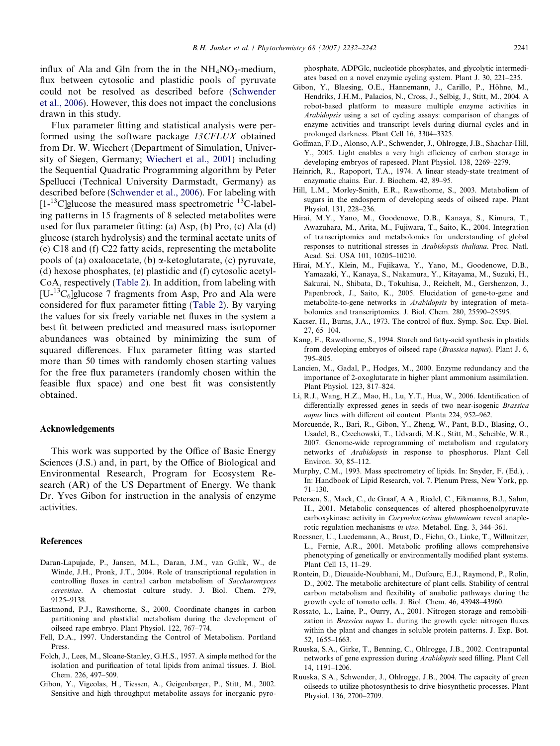influx of Ala and Gln from the in the $NH_4NO_3$-medium, flux between cytosolic and plastidic pools of pyruvate could not be resolved as described before (Schwender et al., 2006). However, this does not impact the conclusions drawn in this study.

Flux parameter fitting and statistical analysis were performed using the software package *13CFLUX* obtained from Dr. W. Wiechert (Department of Simulation, University of Siegen, Germany; Wiechert et al., 2001) including the Sequential Quadratic Programming algorithm by Peter Spellucci (Technical University Darmstadt, Germany) as described before (Schwender et al., 2006). For labeling with [1-$^{13}$C]glucose the measured mass spectrometric $^{13}$C-labeling patterns in 15 fragments of 8 selected metabolites were used for flux parameter fitting: (a) Asp, (b) Pro, (c) Ala (d) glucose (starch hydrolysis) and the terminal acetate units of (e) C18 and (f) C22 fatty acids, representing the metabolite pools of (a) oxaloacetate, (b) α-ketoglutarate, (c) pyruvate, (d) hexose phosphates, (e) plastidic and (f) cytosolic acetyl-CoA, respectively (Table 2). In addition, from labeling with [U-$^{13}C_6$]glucose 7 fragments from Asp, Pro and Ala were considered for flux parameter fitting (Table 2). By varying the values for six freely variable net fluxes in the system a best fit between predicted and measured mass isotopomer abundances was obtained by minimizing the sum of squared differences. Flux parameter fitting was started more than 50 times with randomly chosen starting values for the free flux parameters (randomly chosen within the feasible flux space) and one best fit was consistently obtained.

## Acknowledgements

This work was supported by the Office of Basic Energy Sciences (J.S.) and, in part, by the Office of Biological and Environmental Research, Program for Ecosystem Research (AR) of the US Department of Energy. We thank Dr. Yves Gibon for instruction in the analysis of enzyme activities.

## References

Daran-Lapujade, P., Jansen, M.L., Daran, J.M., van Gulik, W., de Winde, J.H., Pronk, J.T., 2004. Role of transcriptional regulation in controlling fluxes in central carbon metabolism of *Saccharomyces cerevisiae*. A chemostat culture study. J. Biol. Chem. 279, 9125–9138.

Eastmond, P.J., Rawsthorne, S., 2000. Coordinate changes in carbon partitioning and plastidial metabolism during the development of oilseed rape embryo. Plant Physiol. 122, 767–774.

Fell, D.A., 1997. Understanding the Control of Metabolism. Portland Press.

Folch, J., Lees, M., Sloane-Stanley, G.H.S., 1957. A simple method for the isolation and purification of total lipids from animal tissues. J. Biol. Chem. 226, 497–509.

Gibon, Y., Vigeolas, H., Tiessen, A., Geigenberger, P., Stitt, M., 2002. Sensitive and high throughput metabolite assays for inorganic pyrophosphate, ADPGlc, nucleotide phosphates, and glycolytic intermediates based on a novel enzymic cycling system. Plant J. 30, 221–235.

Gibon, Y., Blaesing, O.E., Hannemann, J., Carillo, P., Höhne, M., Hendriks, J.H.M., Palacios, N., Cross, J., Selbig, J., Stitt, M., 2004. A robot-based platform to measure multiple enzyme activities in *Arabidopsis* using a set of cycling assays: comparison of changes of enzyme activities and transcript levels during diurnal cycles and in prolonged darkness. Plant Cell 16, 3304–3325.

Goffman, F.D., Alonso, A.P., Schwender, J., Ohlrogge, J.B., Shachar-Hill, Y., 2005. Light enables a very high efficiency of carbon storage in developing embryos of rapeseed. Plant Physiol. 138, 2269–2279.

Heinrich, R., Rapoport, T.A., 1974. A linear steady-state treatment of enzymatic chains. Eur. J. Biochem. 42, 89–95.

Hill, L.M., Morley-Smith, E.R., Rawsthorne, S., 2003. Metabolism of sugars in the endosperm of developing seeds of oilseed rape. Plant Physiol. 131, 228–236.

Hirai, M.Y., Yano, M., Goodenowe, D.B., Kanaya, S., Kimura, T., Awazuhara, M., Arita, M., Fujiwara, T., Saito, K., 2004. Integration of transcriptomics and metabolomics for understanding of global responses to nutritional stresses in *Arabidopsis thaliana*. Proc. Natl. Acad. Sci. USA 101, 10205–10210.

Hirai, M.Y., Klein, M., Fujikawa, Y., Yano, M., Goodenowe, D.B., Yamazaki, Y., Kanaya, S., Nakamura, Y., Kitayama, M., Suzuki, H., Sakurai, N., Shibata, D., Tokuhisa, J., Reichelt, M., Gershenzon, J., Papenbrock, J., Saito, K., 2005. Elucidation of gene-to-gene and metabolite-to-gene networks in *Arabidopsis* by integration of metabolomics and transcriptomics. J. Biol. Chem. 280, 25590–25595.

Kacser, H., Burns, J.A., 1973. The control of flux. Symp. Soc. Exp. Biol. 27, 65–104.

Kang, F., Rawsthorne, S., 1994. Starch and fatty-acid synthesis in plastids from developing embryos of oilseed rape (*Brassica napus*). Plant J. 6, 795–805.

Lancien, M., Gadal, P., Hodges, M., 2000. Enzyme redundancy and the importance of 2-oxoglutarate in higher plant ammonium assimilation. Plant Physiol. 123, 817–824.

Li, R.J., Wang, H.Z., Mao, H., Lu, Y.T., Hua, W., 2006. Identification of differentially expressed genes in seeds of two near-isogenic *Brassica napus* lines with different oil content. Planta 224, 952–962.

Morcuende, R., Bari, R., Gibon, Y., Zheng, W., Pant, B.D., Blasing, O., Usadel, B., Czechowski, T., Udvardi, M.K., Stitt, M., Scheible, W.R., 2007. Genome-wide reprogramming of metabolism and regulatory networks of *Arabidopsis* in response to phosphorus. Plant Cell Environ. 30, 85–112.

Murphy, C.M., 1993. Mass spectrometry of lipids. In: Snyder, F. (Ed.), . In: Handbook of Lipid Research, vol. 7. Plenum Press, New York, pp. 71–130.

Petersen, S., Mack, C., de Graaf, A.A., Riedel, C., Eikmanns, B.J., Sahm, H., 2001. Metabolic consequences of altered phosphoenolpyruvate carboxykinase activity in *Corynebacterium glutamicum* reveal anaplerotic regulation mechanisms *in vivo*. Metabol. Eng. 3, 344–361.

Roessner, U., Luedemann, A., Brust, D., Fiehn, O., Linke, T., Willmitzer, L., Fernie, A.R., 2001. Metabolic profiling allows comprehensive phenotyping of genetically or environmentally modified plant systems. Plant Cell 13, 11–29.

Rontein, D., Dieuaide-Noubhani, M., Dufourc, E.J., Raymond, P., Rolin, D., 2002. The metabolic architecture of plant cells. Stability of central carbon metabolism and flexibility of anabolic pathways during the growth cycle of tomato cells. J. Biol. Chem. 46, 43948–43960.

Rossato, L., Laine, P., Ourry, A., 2001. Nitrogen storage and remobilization in *Brassica napus* L. during the growth cycle: nitrogen fluxes within the plant and changes in soluble protein patterns. J. Exp. Bot. 52, 1655–1663.

Ruuska, S.A., Girke, T., Benning, C., Ohlrogge, J.B., 2002. Contrapuntal networks of gene expression during *Arabidopsis* seed filling. Plant Cell 14, 1191–1206.

Ruuska, S.A., Schwender, J., Ohlrogge, J.B., 2004. The capacity of green oilseeds to utilize photosynthesis to drive biosynthetic processes. Plant Physiol. 136, 2700–2709.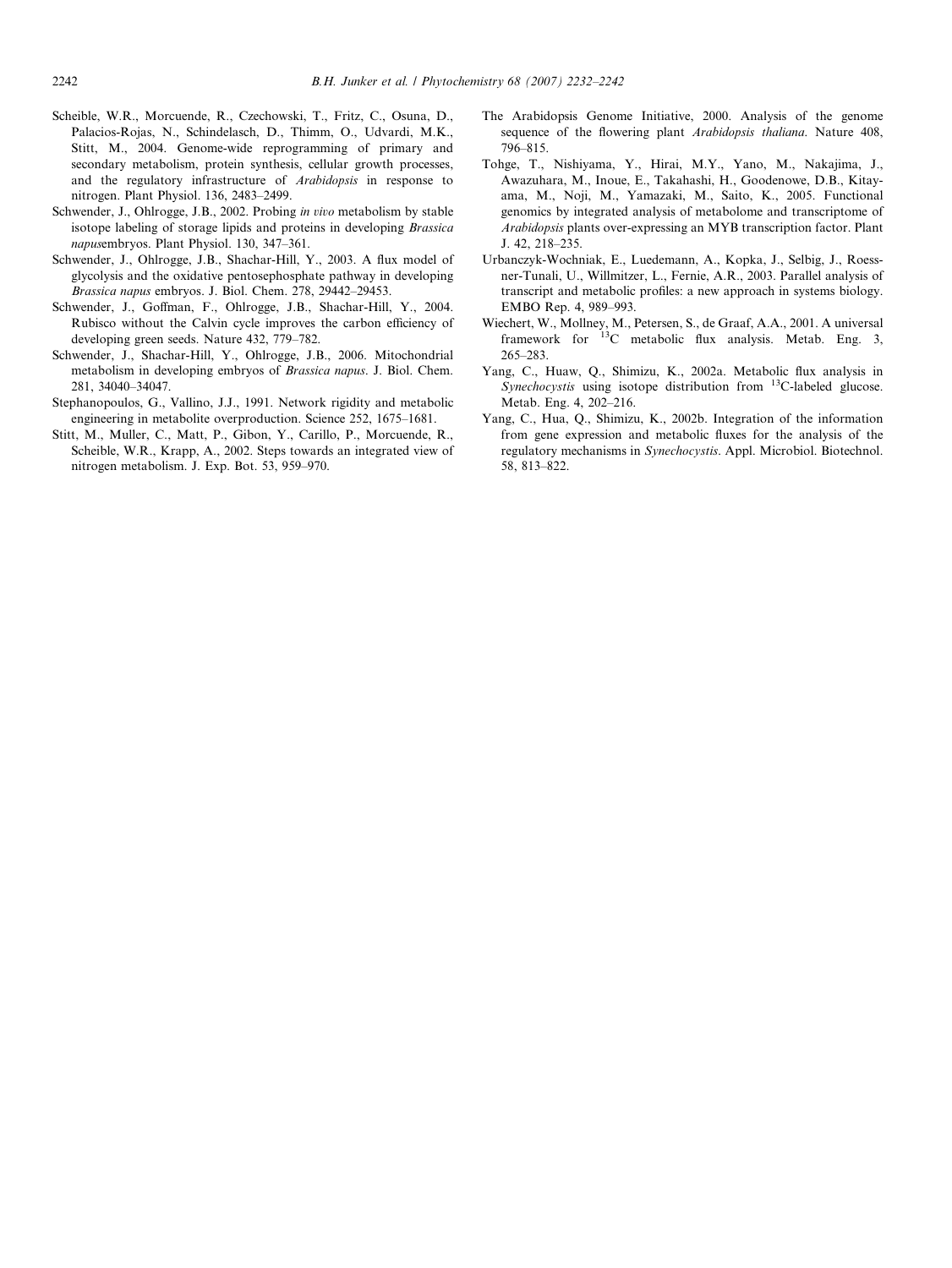Scheible, W.R., Morcuende, R., Czechowski, T., Fritz, C., Osuna, D., Palacios-Rojas, N., Schindelasch, D., Thimm, O., Udvardi, M.K., Stitt, M., 2004. Genome-wide reprogramming of primary and secondary metabolism, protein synthesis, cellular growth processes, and the regulatory infrastructure of *Arabidopsis* in response to nitrogen. Plant Physiol. 136, 2483–2499.

Schwender, J., Ohlrogge, J.B., 2002. Probing *in vivo* metabolism by stable isotope labeling of storage lipids and proteins in developing *Brassica napus*embryos. Plant Physiol. 130, 347–361.

Schwender, J., Ohlrogge, J.B., Shachar-Hill, Y., 2003. A flux model of glycolysis and the oxidative pentosephosphate pathway in developing *Brassica napus* embryos. J. Biol. Chem. 278, 29442–29453.

Schwender, J., Goffman, F., Ohlrogge, J.B., Shachar-Hill, Y., 2004. Rubisco without the Calvin cycle improves the carbon efficiency of developing green seeds. Nature 432, 779–782.

Schwender, J., Shachar-Hill, Y., Ohlrogge, J.B., 2006. Mitochondrial metabolism in developing embryos of *Brassica napus*. J. Biol. Chem. 281, 34040–34047.

Stephanopoulos, G., Vallino, J.J., 1991. Network rigidity and metabolic engineering in metabolite overproduction. Science 252, 1675–1681.

Stitt, M., Muller, C., Matt, P., Gibon, Y., Carillo, P., Morcuende, R., Scheible, W.R., Krapp, A., 2002. Steps towards an integrated view of nitrogen metabolism. J. Exp. Bot. 53, 959–970.

The Arabidopsis Genome Initiative, 2000. Analysis of the genome sequence of the flowering plant *Arabidopsis thaliana*. Nature 408, 796–815.

Tohge, T., Nishiyama, Y., Hirai, M.Y., Yano, M., Nakajima, J., Awazuhara, M., Inoue, E., Takahashi, H., Goodenowe, D.B., Kitayama, M., Noji, M., Yamazaki, M., Saito, K., 2005. Functional genomics by integrated analysis of metabolome and transcriptome of *Arabidopsis* plants over-expressing an MYB transcription factor. Plant J. 42, 218–235.

Urbanczyk-Wochniak, E., Luedemann, A., Kopka, J., Selbig, J., Roessner-Tunali, U., Willmitzer, L., Fernie, A.R., 2003. Parallel analysis of transcript and metabolic profiles: a new approach in systems biology. EMBO Rep. 4, 989–993.

Wiechert, W., Mollney, M., Petersen, S., de Graaf, A.A., 2001. A universal framework for $^{13}$C metabolic flux analysis. Metab. Eng. 3, 265–283.

Yang, C., Huaw, Q., Shimizu, K., 2002a. Metabolic flux analysis in *Synechocystis* using isotope distribution from $^{13}$C-labeled glucose. Metab. Eng. 4, 202–216.

Yang, C., Hua, Q., Shimizu, K., 2002b. Integration of the information from gene expression and metabolic fluxes for the analysis of the regulatory mechanisms in *Synechocystis*. Appl. Microbiol. Biotechnol. 58, 813–822.